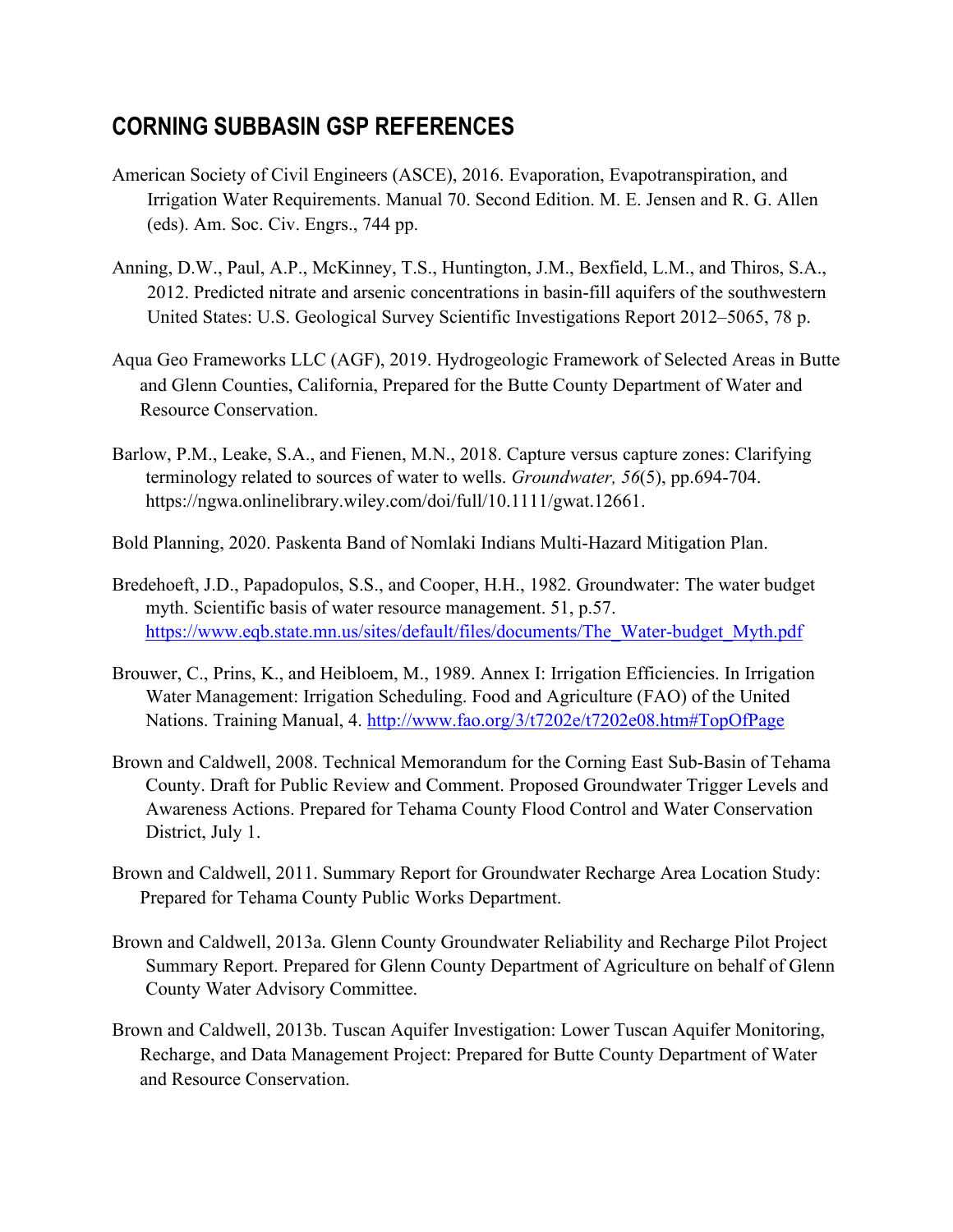# CORNING SUBBASIN GSP REFERENCES

American Society of Civil Engineers (ASCE), 2016. Evaporation, Evapotranspiration, and Irrigation Water Requirements. Manual 70. Second Edition. M. E. Jensen and R. G. Allen (eds). Am. Soc. Civ. Engrs., 744 pp.

Anning, D.W., Paul, A.P., McKinney, T.S., Huntington, J.M., Bexfield, L.M., and Thiros, S.A., 2012. Predicted nitrate and arsenic concentrations in basin-fill aquifers of the southwestern United States: U.S. Geological Survey Scientific Investigations Report 2012–5065, 78 p.

Aqua Geo Frameworks LLC (AGF), 2019. Hydrogeologic Framework of Selected Areas in Butte and Glenn Counties, California, Prepared for the Butte County Department of Water and Resource Conservation.

Barlow, P.M., Leake, S.A., and Fienen, M.N., 2018. Capture versus capture zones: Clarifying terminology related to sources of water to wells. *Groundwater, 56*(5), pp.694-704. https://ngwa.onlinelibrary.wiley.com/doi/full/10.1111/gwat.12661.

Bold Planning, 2020. Paskenta Band of Nomlaki Indians Multi-Hazard Mitigation Plan.

Bredehoeft, J.D., Papadopulos, S.S., and Cooper, H.H., 1982. Groundwater: The water budget myth. Scientific basis of water resource management. 51, p.57. https://www.eqb.state.mn.us/sites/default/files/documents/The_Water-budget_Myth.pdf

Brouwer, C., Prins, K., and Heibloem, M., 1989. Annex I: Irrigation Efficiencies. In Irrigation Water Management: Irrigation Scheduling. Food and Agriculture (FAO) of the United Nations. Training Manual, 4. http://www.fao.org/3/t7202e/t7202e08.htm#TopOfPage

Brown and Caldwell, 2008. Technical Memorandum for the Corning East Sub-Basin of Tehama County. Draft for Public Review and Comment. Proposed Groundwater Trigger Levels and Awareness Actions. Prepared for Tehama County Flood Control and Water Conservation District, July 1.

Brown and Caldwell, 2011. Summary Report for Groundwater Recharge Area Location Study: Prepared for Tehama County Public Works Department.

Brown and Caldwell, 2013a. Glenn County Groundwater Reliability and Recharge Pilot Project Summary Report. Prepared for Glenn County Department of Agriculture on behalf of Glenn County Water Advisory Committee.

Brown and Caldwell, 2013b. Tuscan Aquifer Investigation: Lower Tuscan Aquifer Monitoring, Recharge, and Data Management Project: Prepared for Butte County Department of Water and Resource Conservation.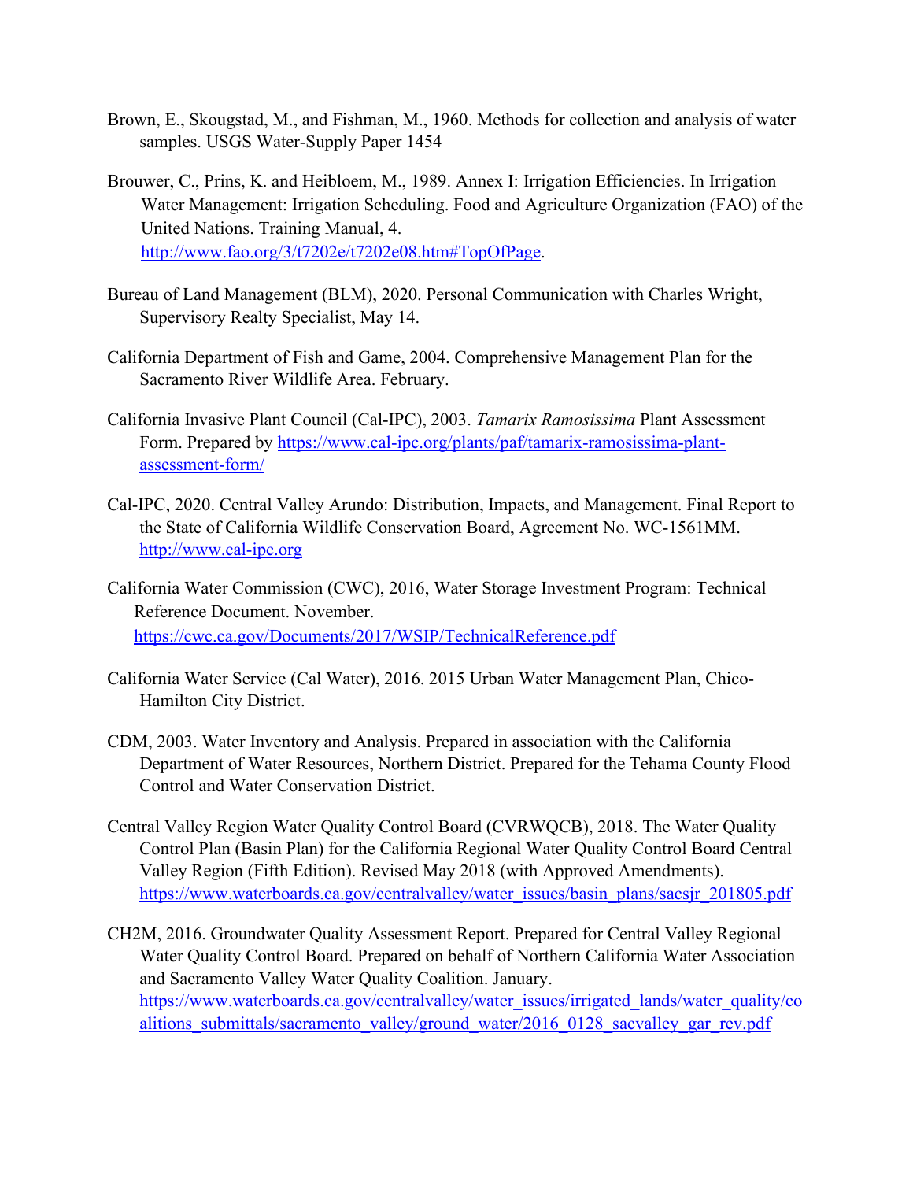Brown, E., Skougstad, M., and Fishman, M., 1960. Methods for collection and analysis of water samples. USGS Water-Supply Paper 1454

Brouwer, C., Prins, K. and Heibloem, M., 1989. Annex I: Irrigation Efficiencies. In Irrigation Water Management: Irrigation Scheduling. Food and Agriculture Organization (FAO) of the United Nations. Training Manual, 4. [http://www.fao.org/3/t7202e/t7202e08.htm#TopOfPage](http://www.fao.org/3/t7202e/t7202e08.htm#TopOfPage).

Bureau of Land Management (BLM), 2020. Personal Communication with Charles Wright, Supervisory Realty Specialist, May 14.

California Department of Fish and Game, 2004. Comprehensive Management Plan for the Sacramento River Wildlife Area. February.

California Invasive Plant Council (Cal-IPC), 2003. *Tamarix Ramosissima* Plant Assessment Form. Prepared by [https://www.cal-ipc.org/plants/paf/tamarix-ramosissima-plant-assessment-form/](https://www.cal-ipc.org/plants/paf/tamarix-ramosissima-plant-assessment-form/)

Cal-IPC, 2020. Central Valley Arundo: Distribution, Impacts, and Management. Final Report to the State of California Wildlife Conservation Board, Agreement No. WC-1561MM. [http://www.cal-ipc.org](http://www.cal-ipc.org)

California Water Commission (CWC), 2016, Water Storage Investment Program: Technical Reference Document. November. [https://cwc.ca.gov/Documents/2017/WSIP/TechnicalReference.pdf](https://cwc.ca.gov/Documents/2017/WSIP/TechnicalReference.pdf)

California Water Service (Cal Water), 2016. 2015 Urban Water Management Plan, Chico-Hamilton City District.

CDM, 2003. Water Inventory and Analysis. Prepared in association with the California Department of Water Resources, Northern District. Prepared for the Tehama County Flood Control and Water Conservation District.

Central Valley Region Water Quality Control Board (CVRWQCB), 2018. The Water Quality Control Plan (Basin Plan) for the California Regional Water Quality Control Board Central Valley Region (Fifth Edition). Revised May 2018 (with Approved Amendments). [https://www.waterboards.ca.gov/centralvalley/water_issues/basin_plans/sacsjr_201805.pdf](https://www.waterboards.ca.gov/centralvalley/water_issues/basin_plans/sacsjr_201805.pdf)

CH2M, 2016. Groundwater Quality Assessment Report. Prepared for Central Valley Regional Water Quality Control Board. Prepared on behalf of Northern California Water Association and Sacramento Valley Water Quality Coalition. January. [https://www.waterboards.ca.gov/centralvalley/water_issues/irrigated_lands/water_quality/coalitions_submittals/sacramento_valley/ground_water/2016_0128_sacvalley_gar_rev.pdf](https://www.waterboards.ca.gov/centralvalley/water_issues/irrigated_lands/water_quality/coalitions_submittals/sacramento_valley/ground_water/2016_0128_sacvalley_gar_rev.pdf)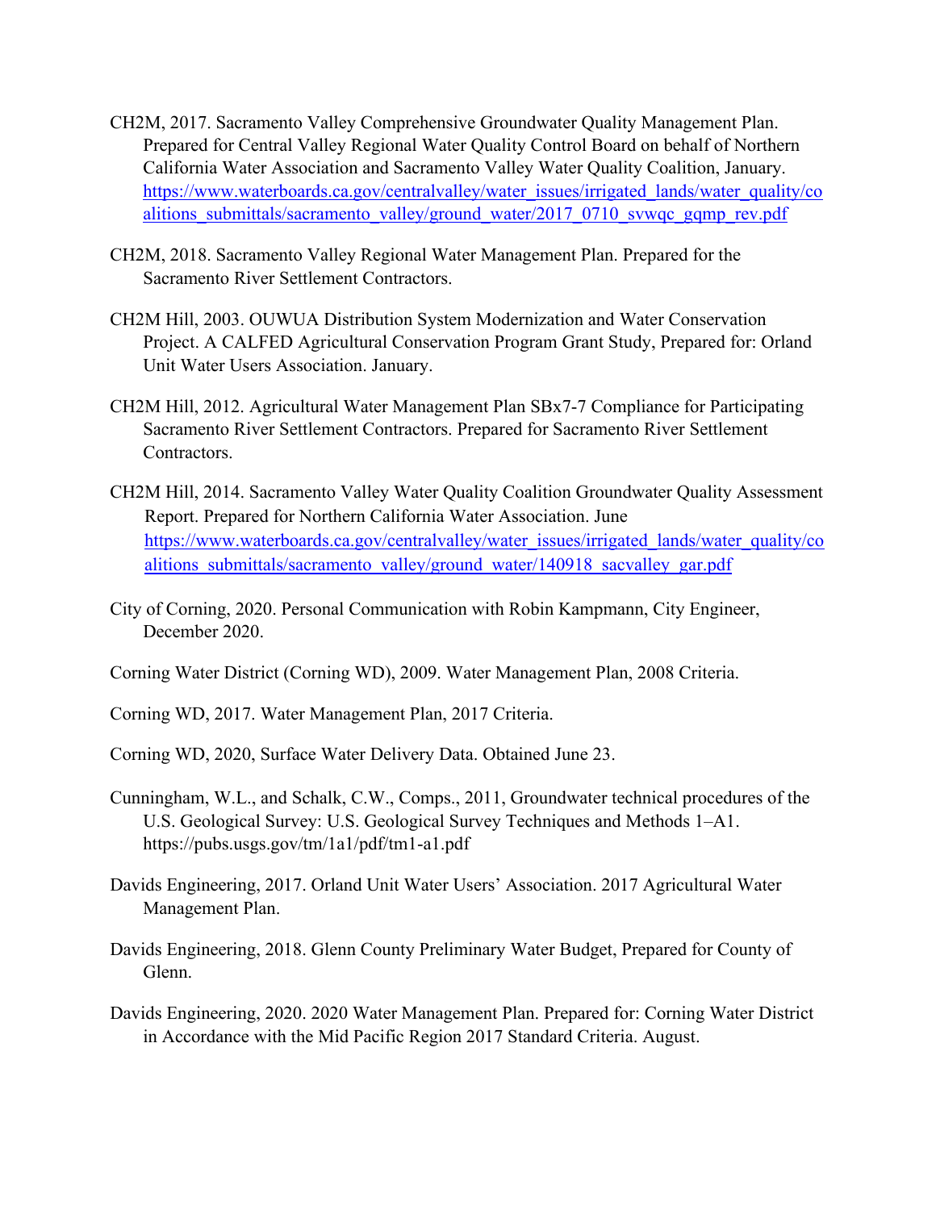CH2M, 2017. Sacramento Valley Comprehensive Groundwater Quality Management Plan. Prepared for Central Valley Regional Water Quality Control Board on behalf of Northern California Water Association and Sacramento Valley Water Quality Coalition, January. https://www.waterboards.ca.gov/centralvalley/water_issues/irrigated_lands/water_quality/coalitions_submittals/sacramento_valley/ground_water/2017_0710_svwqc_gqmp_rev.pdf

CH2M, 2018. Sacramento Valley Regional Water Management Plan. Prepared for the Sacramento River Settlement Contractors.

CH2M Hill, 2003. OUWUA Distribution System Modernization and Water Conservation Project. A CALFED Agricultural Conservation Program Grant Study, Prepared for: Orland Unit Water Users Association. January.

CH2M Hill, 2012. Agricultural Water Management Plan SBx7-7 Compliance for Participating Sacramento River Settlement Contractors. Prepared for Sacramento River Settlement Contractors.

CH2M Hill, 2014. Sacramento Valley Water Quality Coalition Groundwater Quality Assessment Report. Prepared for Northern California Water Association. June https://www.waterboards.ca.gov/centralvalley/water_issues/irrigated_lands/water_quality/coalitions_submittals/sacramento_valley/ground_water/140918_sacvalley_gar.pdf

City of Corning, 2020. Personal Communication with Robin Kampmann, City Engineer, December 2020.

Corning Water District (Corning WD), 2009. Water Management Plan, 2008 Criteria.

Corning WD, 2017. Water Management Plan, 2017 Criteria.

Corning WD, 2020, Surface Water Delivery Data. Obtained June 23.

Cunningham, W.L., and Schalk, C.W., Comps., 2011, Groundwater technical procedures of the U.S. Geological Survey: U.S. Geological Survey Techniques and Methods 1–A1. https://pubs.usgs.gov/tm/1a1/pdf/tm1-a1.pdf

Davids Engineering, 2017. Orland Unit Water Users' Association. 2017 Agricultural Water Management Plan.

Davids Engineering, 2018. Glenn County Preliminary Water Budget, Prepared for County of Glenn.

Davids Engineering, 2020. 2020 Water Management Plan. Prepared for: Corning Water District in Accordance with the Mid Pacific Region 2017 Standard Criteria. August.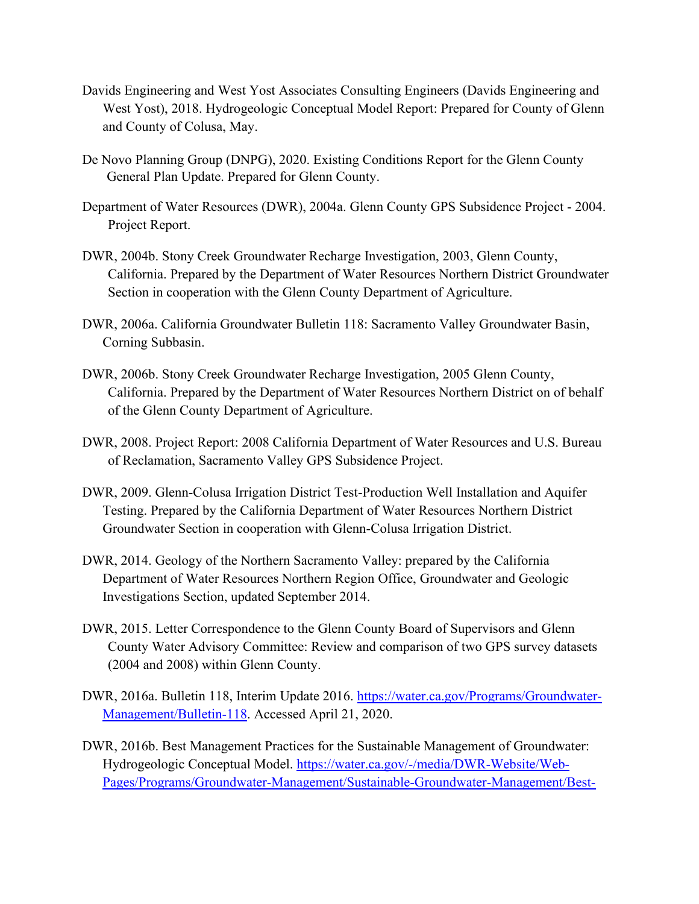Davids Engineering and West Yost Associates Consulting Engineers (Davids Engineering and West Yost), 2018. Hydrogeologic Conceptual Model Report: Prepared for County of Glenn and County of Colusa, May.

De Novo Planning Group (DNPG), 2020. Existing Conditions Report for the Glenn County General Plan Update. Prepared for Glenn County.

Department of Water Resources (DWR), 2004a. Glenn County GPS Subsidence Project - 2004. Project Report.

DWR, 2004b. Stony Creek Groundwater Recharge Investigation, 2003, Glenn County, California. Prepared by the Department of Water Resources Northern District Groundwater Section in cooperation with the Glenn County Department of Agriculture.

DWR, 2006a. California Groundwater Bulletin 118: Sacramento Valley Groundwater Basin, Corning Subbasin.

DWR, 2006b. Stony Creek Groundwater Recharge Investigation, 2005 Glenn County, California. Prepared by the Department of Water Resources Northern District on of behalf of the Glenn County Department of Agriculture.

DWR, 2008. Project Report: 2008 California Department of Water Resources and U.S. Bureau of Reclamation, Sacramento Valley GPS Subsidence Project.

DWR, 2009. Glenn-Colusa Irrigation District Test-Production Well Installation and Aquifer Testing. Prepared by the California Department of Water Resources Northern District Groundwater Section in cooperation with Glenn-Colusa Irrigation District.

DWR, 2014. Geology of the Northern Sacramento Valley: prepared by the California Department of Water Resources Northern Region Office, Groundwater and Geologic Investigations Section, updated September 2014.

DWR, 2015. Letter Correspondence to the Glenn County Board of Supervisors and Glenn County Water Advisory Committee: Review and comparison of two GPS survey datasets (2004 and 2008) within Glenn County.

DWR, 2016a. Bulletin 118, Interim Update 2016. https://water.ca.gov/Programs/Groundwater-Management/Bulletin-118. Accessed April 21, 2020.

DWR, 2016b. Best Management Practices for the Sustainable Management of Groundwater: Hydrogeologic Conceptual Model. https://water.ca.gov/-/media/DWR-Website/Web-Pages/Programs/Groundwater-Management/Sustainable-Groundwater-Management/Best-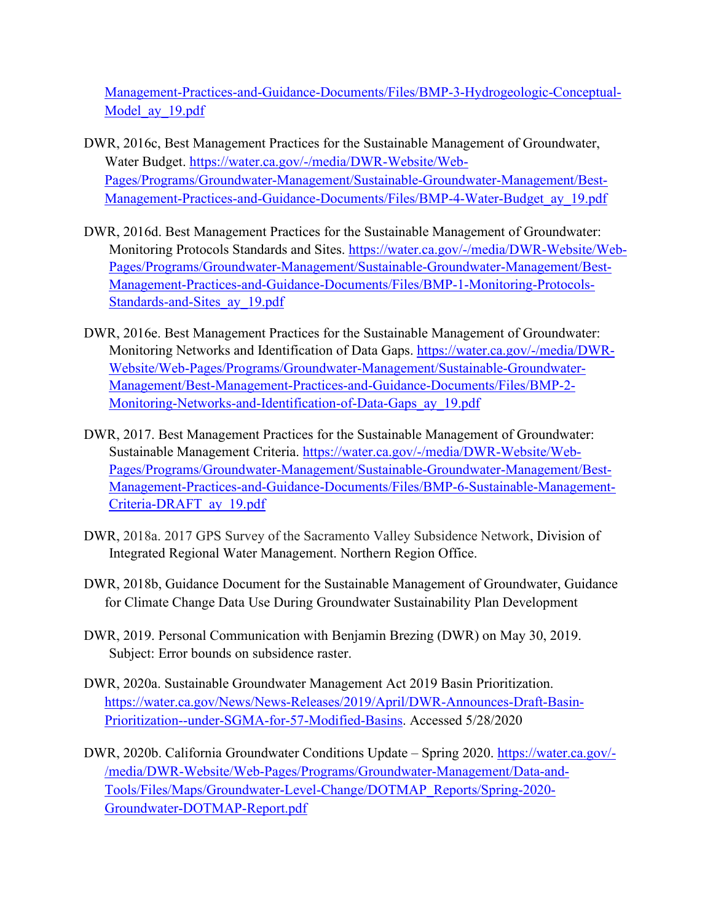Management-Practices-and-Guidance-Documents/Files/BMP-3-Hydrogeologic-Conceptual-Model_ay_19.pdf

DWR, 2016c, Best Management Practices for the Sustainable Management of Groundwater, Water Budget. https://water.ca.gov/-/media/DWR-Website/Web-Pages/Programs/Groundwater-Management/Sustainable-Groundwater-Management/Best-Management-Practices-and-Guidance-Documents/Files/BMP-4-Water-Budget_ay_19.pdf

DWR, 2016d. Best Management Practices for the Sustainable Management of Groundwater: Monitoring Protocols Standards and Sites. https://water.ca.gov/-/media/DWR-Website/Web-Pages/Programs/Groundwater-Management/Sustainable-Groundwater-Management/Best-Management-Practices-and-Guidance-Documents/Files/BMP-1-Monitoring-Protocols-Standards-and-Sites_ay_19.pdf

DWR, 2016e. Best Management Practices for the Sustainable Management of Groundwater: Monitoring Networks and Identification of Data Gaps. https://water.ca.gov/-/media/DWR-Website/Web-Pages/Programs/Groundwater-Management/Sustainable-Groundwater-Management/Best-Management-Practices-and-Guidance-Documents/Files/BMP-2-Monitoring-Networks-and-Identification-of-Data-Gaps_ay_19.pdf

DWR, 2017. Best Management Practices for the Sustainable Management of Groundwater: Sustainable Management Criteria. https://water.ca.gov/-/media/DWR-Website/Web-Pages/Programs/Groundwater-Management/Sustainable-Groundwater-Management/Best-Management-Practices-and-Guidance-Documents/Files/BMP-6-Sustainable-Management-Criteria-DRAFT_ay_19.pdf

DWR, 2018a. 2017 GPS Survey of the Sacramento Valley Subsidence Network, Division of Integrated Regional Water Management. Northern Region Office.

DWR, 2018b, Guidance Document for the Sustainable Management of Groundwater, Guidance for Climate Change Data Use During Groundwater Sustainability Plan Development

DWR, 2019. Personal Communication with Benjamin Brezing (DWR) on May 30, 2019. Subject: Error bounds on subsidence raster.

DWR, 2020a. Sustainable Groundwater Management Act 2019 Basin Prioritization. https://water.ca.gov/News/News-Releases/2019/April/DWR-Announces-Draft-Basin-Prioritization--under-SGMA-for-57-Modified-Basins. Accessed 5/28/2020

DWR, 2020b. California Groundwater Conditions Update – Spring 2020. https://water.ca.gov/-/media/DWR-Website/Web-Pages/Programs/Groundwater-Management/Data-and-Tools/Files/Maps/Groundwater-Level-Change/DOTMAP_Reports/Spring-2020-Groundwater-DOTMAP-Report.pdf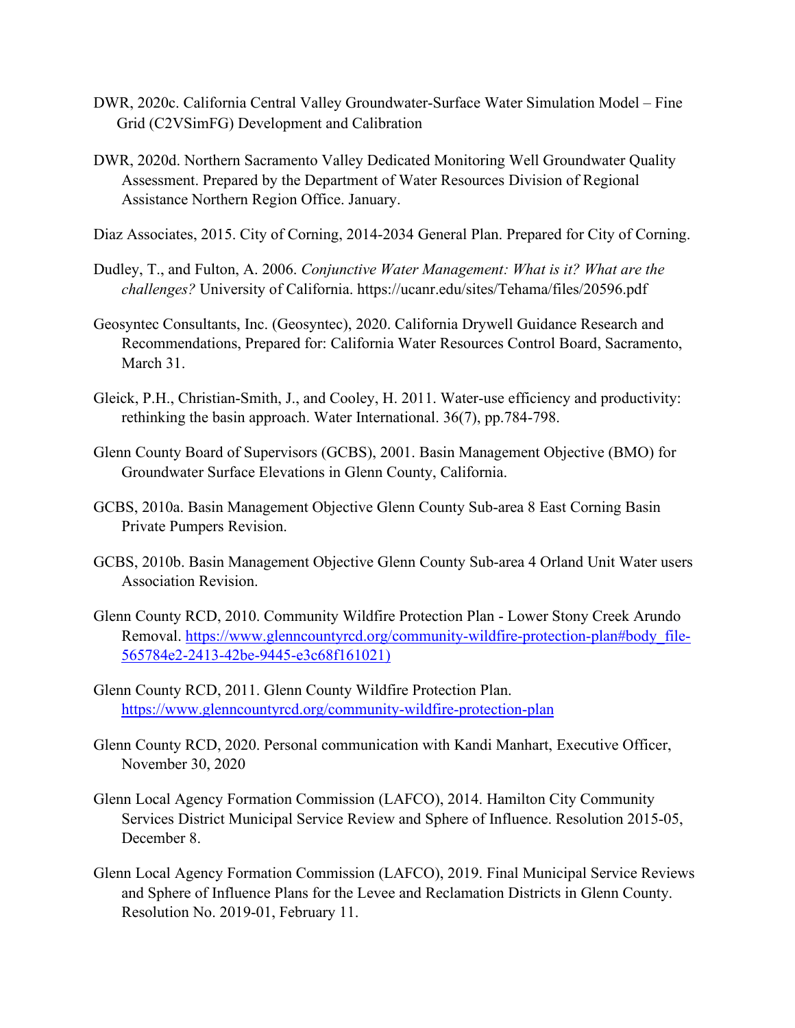DWR, 2020c. California Central Valley Groundwater-Surface Water Simulation Model – Fine Grid (C2VSimFG) Development and Calibration

DWR, 2020d. Northern Sacramento Valley Dedicated Monitoring Well Groundwater Quality Assessment. Prepared by the Department of Water Resources Division of Regional Assistance Northern Region Office. January.

Diaz Associates, 2015. City of Corning, 2014-2034 General Plan. Prepared for City of Corning.

Dudley, T., and Fulton, A. 2006. *Conjunctive Water Management: What is it? What are the challenges?* University of California. https://ucanr.edu/sites/Tehama/files/20596.pdf

Geosyntec Consultants, Inc. (Geosyntec), 2020. California Drywell Guidance Research and Recommendations, Prepared for: California Water Resources Control Board, Sacramento, March 31.

Gleick, P.H., Christian-Smith, J., and Cooley, H. 2011. Water-use efficiency and productivity: rethinking the basin approach. Water International. 36(7), pp.784-798.

Glenn County Board of Supervisors (GCBS), 2001. Basin Management Objective (BMO) for Groundwater Surface Elevations in Glenn County, California.

GCBS, 2010a. Basin Management Objective Glenn County Sub-area 8 East Corning Basin Private Pumpers Revision.

GCBS, 2010b. Basin Management Objective Glenn County Sub-area 4 Orland Unit Water users Association Revision.

Glenn County RCD, 2010. Community Wildfire Protection Plan - Lower Stony Creek Arundo Removal. https://www.glenncountyrcd.org/community-wildfire-protection-plan#body_file-565784e2-2413-42be-9445-e3c68f161021)

Glenn County RCD, 2011. Glenn County Wildfire Protection Plan. https://www.glenncountyrcd.org/community-wildfire-protection-plan

Glenn County RCD, 2020. Personal communication with Kandi Manhart, Executive Officer, November 30, 2020

Glenn Local Agency Formation Commission (LAFCO), 2014. Hamilton City Community Services District Municipal Service Review and Sphere of Influence. Resolution 2015-05, December 8.

Glenn Local Agency Formation Commission (LAFCO), 2019. Final Municipal Service Reviews and Sphere of Influence Plans for the Levee and Reclamation Districts in Glenn County. Resolution No. 2019-01, February 11.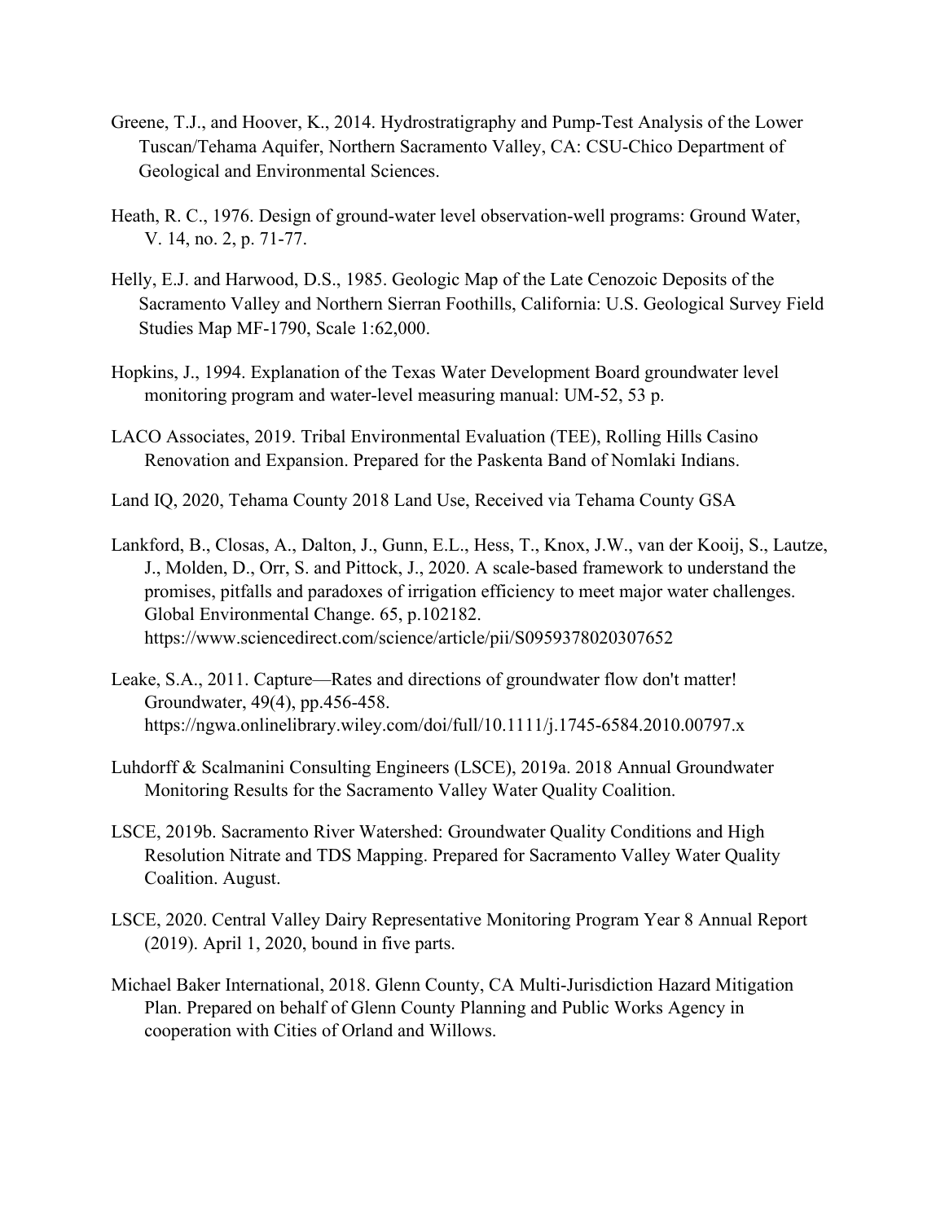Greene, T.J., and Hoover, K., 2014. Hydrostratigraphy and Pump-Test Analysis of the Lower Tuscan/Tehama Aquifer, Northern Sacramento Valley, CA: CSU-Chico Department of Geological and Environmental Sciences.

Heath, R. C., 1976. Design of ground-water level observation-well programs: Ground Water, V. 14, no. 2, p. 71-77.

Helly, E.J. and Harwood, D.S., 1985. Geologic Map of the Late Cenozoic Deposits of the Sacramento Valley and Northern Sierran Foothills, California: U.S. Geological Survey Field Studies Map MF-1790, Scale 1:62,000.

Hopkins, J., 1994. Explanation of the Texas Water Development Board groundwater level monitoring program and water-level measuring manual: UM-52, 53 p.

LACO Associates, 2019. Tribal Environmental Evaluation (TEE), Rolling Hills Casino Renovation and Expansion. Prepared for the Paskenta Band of Nomlaki Indians.

Land IQ, 2020, Tehama County 2018 Land Use, Received via Tehama County GSA

Lankford, B., Closas, A., Dalton, J., Gunn, E.L., Hess, T., Knox, J.W., van der Kooij, S., Lautze, J., Molden, D., Orr, S. and Pittock, J., 2020. A scale-based framework to understand the promises, pitfalls and paradoxes of irrigation efficiency to meet major water challenges. Global Environmental Change. 65, p.102182. https://www.sciencedirect.com/science/article/pii/S0959378020307652

Leake, S.A., 2011. Capture—Rates and directions of groundwater flow don't matter! Groundwater, 49(4), pp.456-458. https://ngwa.onlinelibrary.wiley.com/doi/full/10.1111/j.1745-6584.2010.00797.x

Luhdorff & Scalmanini Consulting Engineers (LSCE), 2019a. 2018 Annual Groundwater Monitoring Results for the Sacramento Valley Water Quality Coalition.

LSCE, 2019b. Sacramento River Watershed: Groundwater Quality Conditions and High Resolution Nitrate and TDS Mapping. Prepared for Sacramento Valley Water Quality Coalition. August.

LSCE, 2020. Central Valley Dairy Representative Monitoring Program Year 8 Annual Report (2019). April 1, 2020, bound in five parts.

Michael Baker International, 2018. Glenn County, CA Multi-Jurisdiction Hazard Mitigation Plan. Prepared on behalf of Glenn County Planning and Public Works Agency in cooperation with Cities of Orland and Willows.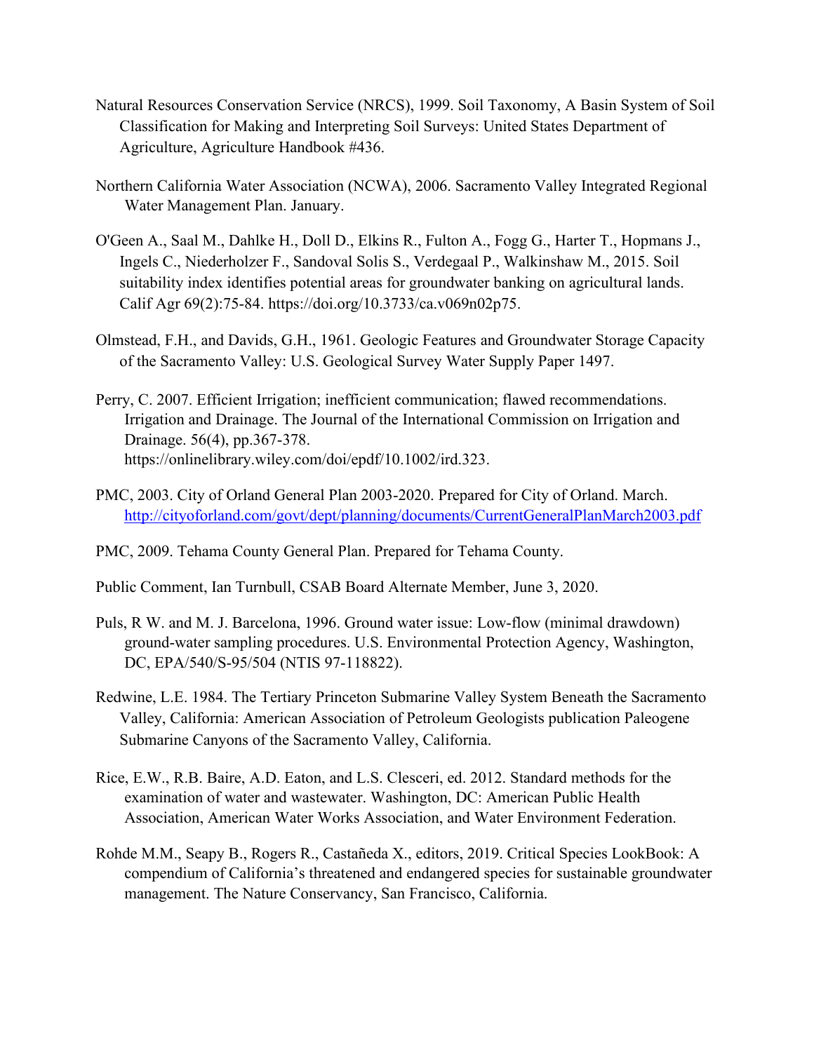Natural Resources Conservation Service (NRCS), 1999. Soil Taxonomy, A Basin System of Soil Classification for Making and Interpreting Soil Surveys: United States Department of Agriculture, Agriculture Handbook #436.

Northern California Water Association (NCWA), 2006. Sacramento Valley Integrated Regional Water Management Plan. January.

O'Geen A., Saal M., Dahlke H., Doll D., Elkins R., Fulton A., Fogg G., Harter T., Hopmans J., Ingels C., Niederholzer F., Sandoval Solis S., Verdegaal P., Walkinshaw M., 2015. Soil suitability index identifies potential areas for groundwater banking on agricultural lands. Calif Agr 69(2):75-84. https://doi.org/10.3733/ca.v069n02p75.

Olmstead, F.H., and Davids, G.H., 1961. Geologic Features and Groundwater Storage Capacity of the Sacramento Valley: U.S. Geological Survey Water Supply Paper 1497.

Perry, C. 2007. Efficient Irrigation; inefficient communication; flawed recommendations. Irrigation and Drainage. The Journal of the International Commission on Irrigation and Drainage. 56(4), pp.367-378. https://onlinelibrary.wiley.com/doi/epdf/10.1002/ird.323.

PMC, 2003. City of Orland General Plan 2003-2020. Prepared for City of Orland. March. http://cityoforland.com/govt/dept/planning/documents/CurrentGeneralPlanMarch2003.pdf

PMC, 2009. Tehama County General Plan. Prepared for Tehama County.

Public Comment, Ian Turnbull, CSAB Board Alternate Member, June 3, 2020.

Puls, R W. and M. J. Barcelona, 1996. Ground water issue: Low-flow (minimal drawdown) ground-water sampling procedures. U.S. Environmental Protection Agency, Washington, DC, EPA/540/S-95/504 (NTIS 97-118822).

Redwine, L.E. 1984. The Tertiary Princeton Submarine Valley System Beneath the Sacramento Valley, California: American Association of Petroleum Geologists publication Paleogene Submarine Canyons of the Sacramento Valley, California.

Rice, E.W., R.B. Baire, A.D. Eaton, and L.S. Clesceri, ed. 2012. Standard methods for the examination of water and wastewater. Washington, DC: American Public Health Association, American Water Works Association, and Water Environment Federation.

Rohde M.M., Seapy B., Rogers R., Castañeda X., editors, 2019. Critical Species LookBook: A compendium of California's threatened and endangered species for sustainable groundwater management. The Nature Conservancy, San Francisco, California.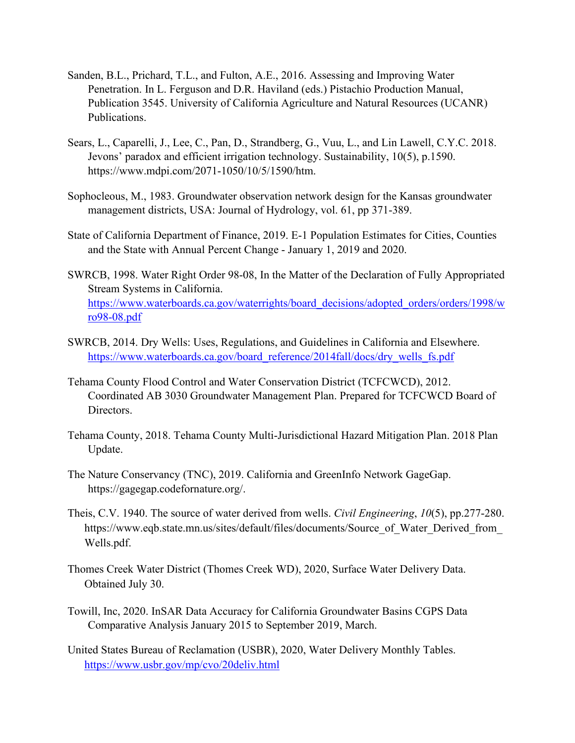Sanden, B.L., Prichard, T.L., and Fulton, A.E., 2016. Assessing and Improving Water Penetration. In L. Ferguson and D.R. Haviland (eds.) Pistachio Production Manual, Publication 3545. University of California Agriculture and Natural Resources (UCANR) Publications.

Sears, L., Caparelli, J., Lee, C., Pan, D., Strandberg, G., Vuu, L., and Lin Lawell, C.Y.C. 2018. Jevons' paradox and efficient irrigation technology. Sustainability, 10(5), p.1590. https://www.mdpi.com/2071-1050/10/5/1590/htm.

Sophocleous, M., 1983. Groundwater observation network design for the Kansas groundwater management districts, USA: Journal of Hydrology, vol. 61, pp 371-389.

State of California Department of Finance, 2019. E-1 Population Estimates for Cities, Counties and the State with Annual Percent Change - January 1, 2019 and 2020.

SWRCB, 1998. Water Right Order 98-08, In the Matter of the Declaration of Fully Appropriated Stream Systems in California. https://www.waterboards.ca.gov/waterrights/board_decisions/adopted_orders/orders/1998/wro98-08.pdf

SWRCB, 2014. Dry Wells: Uses, Regulations, and Guidelines in California and Elsewhere. https://www.waterboards.ca.gov/board_reference/2014fall/docs/dry_wells_fs.pdf

Tehama County Flood Control and Water Conservation District (TCFCWCD), 2012. Coordinated AB 3030 Groundwater Management Plan. Prepared for TCFCWCD Board of Directors.

Tehama County, 2018. Tehama County Multi-Jurisdictional Hazard Mitigation Plan. 2018 Plan Update.

The Nature Conservancy (TNC), 2019. California and GreenInfo Network GageGap. https://gagegap.codefornature.org/.

Theis, C.V. 1940. The source of water derived from wells. *Civil Engineering*, *10*(5), pp.277-280. https://www.eqb.state.mn.us/sites/default/files/documents/Source_of_Water_Derived_from_Wells.pdf.

Thomes Creek Water District (Thomes Creek WD), 2020, Surface Water Delivery Data. Obtained July 30.

Towill, Inc, 2020. InSAR Data Accuracy for California Groundwater Basins CGPS Data Comparative Analysis January 2015 to September 2019, March.

United States Bureau of Reclamation (USBR), 2020, Water Delivery Monthly Tables. https://www.usbr.gov/mp/cvo/20deliv.html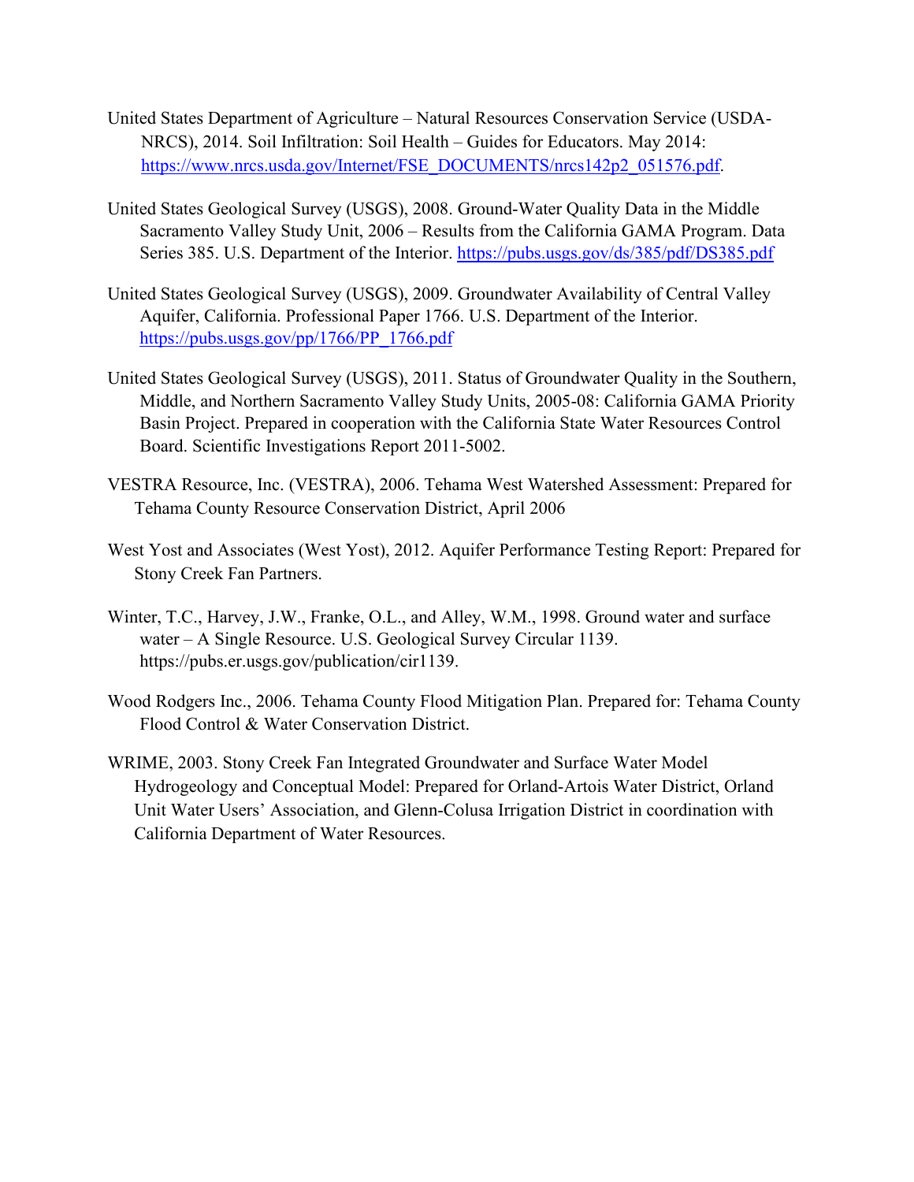United States Department of Agriculture – Natural Resources Conservation Service (USDA-NRCS), 2014. Soil Infiltration: Soil Health – Guides for Educators. May 2014: https://www.nrcs.usda.gov/Internet/FSE_DOCUMENTS/nrcs142p2_051576.pdf.

United States Geological Survey (USGS), 2008. Ground-Water Quality Data in the Middle Sacramento Valley Study Unit, 2006 – Results from the California GAMA Program. Data Series 385. U.S. Department of the Interior. https://pubs.usgs.gov/ds/385/pdf/DS385.pdf

United States Geological Survey (USGS), 2009. Groundwater Availability of Central Valley Aquifer, California. Professional Paper 1766. U.S. Department of the Interior. https://pubs.usgs.gov/pp/1766/PP_1766.pdf

United States Geological Survey (USGS), 2011. Status of Groundwater Quality in the Southern, Middle, and Northern Sacramento Valley Study Units, 2005-08: California GAMA Priority Basin Project. Prepared in cooperation with the California State Water Resources Control Board. Scientific Investigations Report 2011-5002.

VESTRA Resource, Inc. (VESTRA), 2006. Tehama West Watershed Assessment: Prepared for Tehama County Resource Conservation District, April 2006

West Yost and Associates (West Yost), 2012. Aquifer Performance Testing Report: Prepared for Stony Creek Fan Partners.

Winter, T.C., Harvey, J.W., Franke, O.L., and Alley, W.M., 1998. Ground water and surface water – A Single Resource. U.S. Geological Survey Circular 1139. https://pubs.er.usgs.gov/publication/cir1139.

Wood Rodgers Inc., 2006. Tehama County Flood Mitigation Plan. Prepared for: Tehama County Flood Control & Water Conservation District.

WRIME, 2003. Stony Creek Fan Integrated Groundwater and Surface Water Model Hydrogeology and Conceptual Model: Prepared for Orland-Artois Water District, Orland Unit Water Users' Association, and Glenn-Colusa Irrigation District in coordination with California Department of Water Resources.